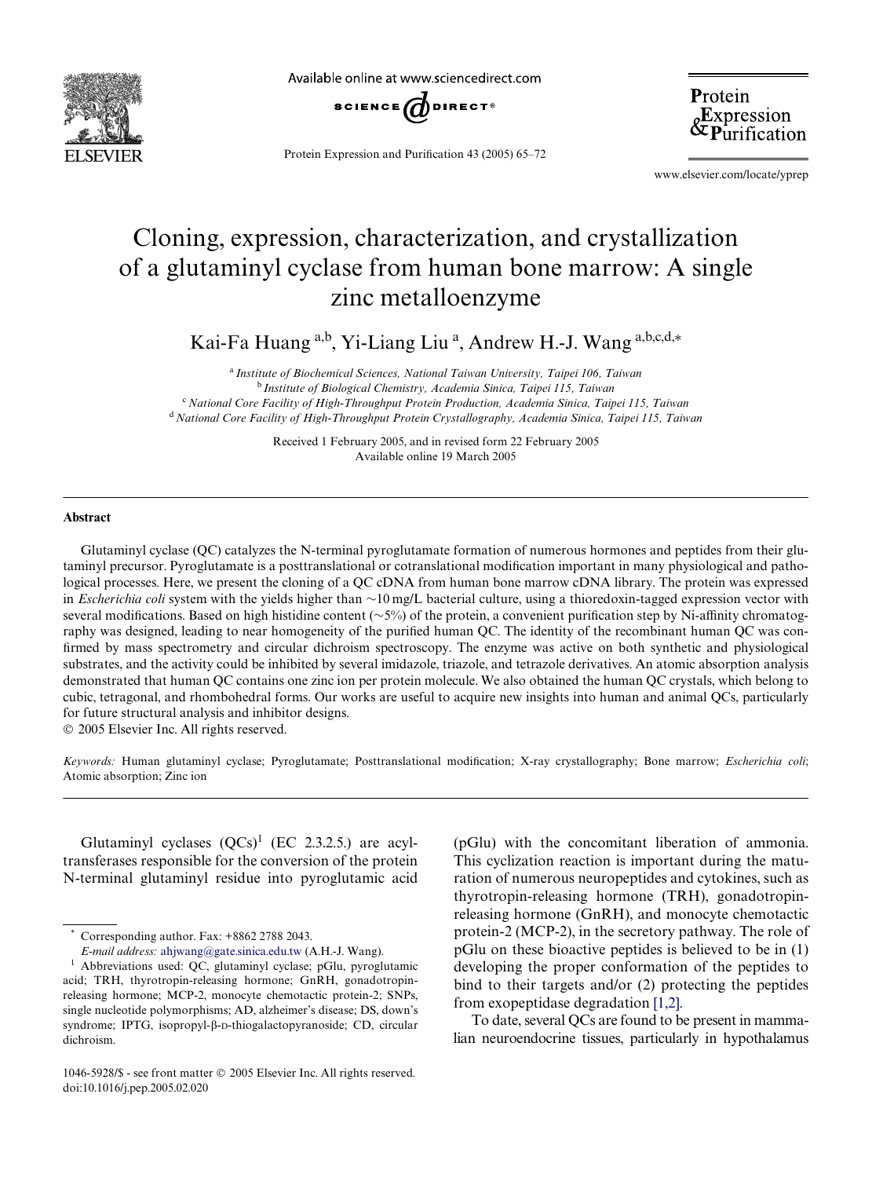# Cloning, expression, characterization, and crystallization of a glutaminyl cyclase from human bone marrow: A single zinc metalloenzyme

Kai-Fa Huang [a,b], Yi-Liang Liu [a], Andrew H.-J. Wang [a,b,c,d,*]

[a] Institute of Biochemical Sciences, National Taiwan University, Taipei 106, Taiwan
[b] Institute of Biological Chemistry, Academia Sinica, Taipei 115, Taiwan
[c] National Core Facility of High-Throughput Protein Production, Academia Sinica, Taipei 115, Taiwan
[d] National Core Facility of High-Throughput Protein Crystallography, Academia Sinica, Taipei 115, Taiwan

Received 1 February 2005, and in revised form 22 February 2005
Available online 19 March 2005

## Abstract

Glutaminyl cyclase (QC) catalyzes the N-terminal pyroglutamate formation of numerous hormones and peptides from their glutaminyl precursor. Pyroglutamate is a posttranslational or cotranslational modification important in many physiological and pathological processes. Here, we present the cloning of a QC cDNA from human bone marrow cDNA library. The protein was expressed in *Escherichia coli* system with the yields higher than ~10 mg/L bacterial culture, using a thioredoxin-tagged expression vector with several modifications. Based on high histidine content (~5%) of the protein, a convenient purification step by Ni-affinity chromatography was designed, leading to near homogeneity of the purified human QC. The identity of the recombinant human QC was confirmed by mass spectrometry and circular dichroism spectroscopy. The enzyme was active on both synthetic and physiological substrates, and the activity could be inhibited by several imidazole, triazole, and tetrazole derivatives. An atomic absorption analysis demonstrated that human QC contains one zinc ion per protein molecule. We also obtained the human QC crystals, which belong to cubic, tetragonal, and rhombohedral forms. Our works are useful to acquire new insights into human and animal QCs, particularly for future structural analysis and inhibitor designs.

© 2005 Elsevier Inc. All rights reserved.

*Keywords:* Human glutaminyl cyclase; Pyroglutamate; Posttranslational modification; X-ray crystallography; Bone marrow; *Escherichia coli*; Atomic absorption; Zinc ion

Glutaminyl cyclases (QCs)[1] (EC 2.3.2.5.) are acyltransferases responsible for the conversion of the protein N-terminal glutaminyl residue into pyroglutamic acid (pGlu) with the concomitant liberation of ammonia. This cyclization reaction is important during the maturation of numerous neuropeptides and cytokines, such as thyrotropin-releasing hormone (TRH), gonadotropin-releasing hormone (GnRH), and monocyte chemotactic protein-2 (MCP-2), in the secretory pathway. The role of pGlu on these bioactive peptides is believed to be in (1) developing the proper conformation of the peptides to bind to their targets and/or (2) protecting the peptides from exopeptidase degradation [1,2].

To date, several QCs are found to be present in mammalian neuroendocrine tissues, particularly in hypothalamus

\* Corresponding author. Fax: +8862 2788 2043.
*E-mail address:* ahjwang@gate.sinica.edu.tw (A.H.-J. Wang).

[1] Abbreviations used: QC, glutaminyl cyclase; pGlu, pyroglutamic acid; TRH, thyrotropin-releasing hormone; GnRH, gonadotropin-releasing hormone; MCP-2, monocyte chemotactic protein-2; SNPs, single nucleotide polymorphisms; AD, alzheimer's disease; DS, down's syndrome; IPTG, isopropyl-β-D-thiogalactopyranoside; CD, circular dichroism.

1046-5928/$ - see front matter © 2005 Elsevier Inc. All rights reserved.
doi:10.1016/j.pep.2005.02.020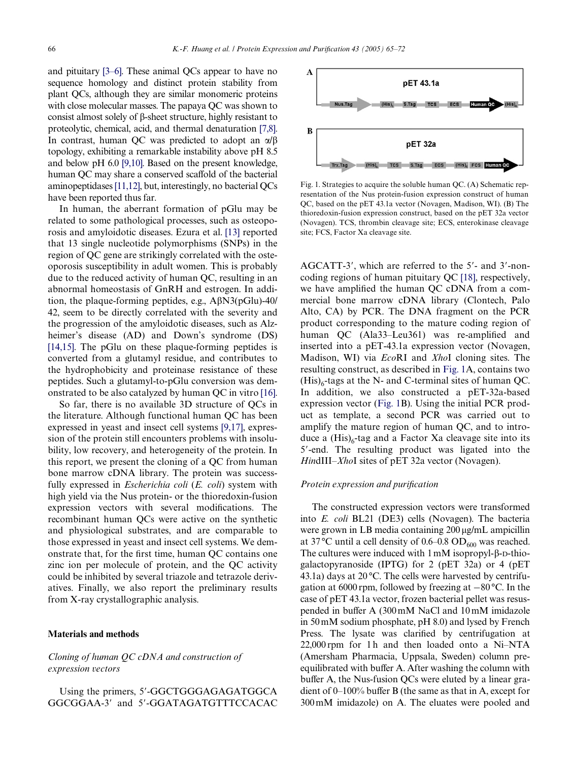and pituitary [3–6]. These animal QCs appear to have no sequence homology and distinct protein stability from plant QCs, although they are similar monomeric proteins with close molecular masses. The papaya QC was shown to consist almost solely of β-sheet structure, highly resistant to proteolytic, chemical, acid, and thermal denaturation [7,8]. In contrast, human QC was predicted to adopt an α/β topology, exhibiting a remarkable instability above pH 8.5 and below pH 6.0 [9,10]. Based on the present knowledge, human QC may share a conserved scaffold of the bacterial aminopeptidases [11,12], but, interestingly, no bacterial QCs have been reported thus far.

In human, the aberrant formation of pGlu may be related to some pathological processes, such as osteoporosis and amyloidotic diseases. Ezura et al. [13] reported that 13 single nucleotide polymorphisms (SNPs) in the region of QC gene are strikingly correlated with the osteoporosis susceptibility in adult women. This is probably due to the reduced activity of human QC, resulting in an abnormal homeostasis of GnRH and estrogen. In addition, the plaque-forming peptides, e.g., AβN3(pGlu)-40/42, seem to be directly correlated with the severity and the progression of the amyloidotic diseases, such as Alzheimer's disease (AD) and Down's syndrome (DS) [14,15]. The pGlu on these plaque-forming peptides is converted from a glutamyl residue, and contributes to the hydrophobicity and proteinase resistance of these peptides. Such a glutamyl-to-pGlu conversion was demonstrated to be also catalyzed by human QC in vitro [16].

So far, there is no available 3D structure of QCs in the literature. Although functional human QC has been expressed in yeast and insect cell systems [9,17], expression of the protein still encounters problems with insolubility, low recovery, and heterogeneity of the protein. In this report, we present the cloning of a QC from human bone marrow cDNA library. The protein was successfully expressed in *Escherichia coli* (*E. coli*) system with high yield via the Nus protein- or the thioredoxin-fusion expression vectors with several modifications. The recombinant human QCs were active on the synthetic and physiological substrates, and are comparable to those expressed in yeast and insect cell systems. We demonstrate that, for the first time, human QC contains one zinc ion per molecule of protein, and the QC activity could be inhibited by several triazole and tetrazole derivatives. Finally, we also report the preliminary results from X-ray crystallographic analysis.

## Materials and methods

### *Cloning of human QC cDNA and construction of expression vectors*

Using the primers, 5′-GGCTGGGAGAGATGGCAGGCGGAA-3′ and 5′-GGATAGATGTTTCCACACAGCATT-3′, which are referred to the 5′- and 3′-noncoding regions of human pituitary QC [18], respectively, we have amplified the human QC cDNA from a commercial bone marrow cDNA library (Clontech, Palo Alto, CA) by PCR. The DNA fragment on the PCR product corresponding to the mature coding region of human QC (Ala33–Leu361) was re-amplified and inserted into a pET-43.1a expression vector (Novagen, Madison, WI) via *Eco*RI and *Xho*I cloning sites. The resulting construct, as described in Fig. 1A, contains two $(His)_6$-tags at the N- and C-terminal sites of human QC. In addition, we also constructed a pET-32a-based expression vector (Fig. 1B). Using the initial PCR product as template, a second PCR was carried out to amplify the mature region of human QC, and to introduce a $(His)_6$-tag and a Factor Xa cleavage site into its 5′-end. The resulting product was ligated into the *Hin*dIII–*Xho*I sites of pET 32a vector (Novagen).

Fig. 1. Strategies to acquire the soluble human QC. (A) Schematic representation of the Nus protein-fusion expression construct of human QC, based on the pET 43.1a vector (Novagen, Madison, WI). (B) The thioredoxin-fusion expression construct, based on the pET 32a vector (Novagen). TCS, thrombin cleavage site; ECS, enterokinase cleavage site; FCS, Factor Xa cleavage site.

### *Protein expression and purification*

The constructed expression vectors were transformed into *E. coli* BL21 (DE3) cells (Novagen). The bacteria were grown in LB media containing 200 μg/mL ampicillin at 37 °C until a cell density of 0.6–0.8 $OD_{600}$ was reached. The cultures were induced with 1 mM isopropyl-β-D-thiogalactopyranoside (IPTG) for 2 (pET 32a) or 4 (pET 43.1a) days at 20 °C. The cells were harvested by centrifugation at 6000 rpm, followed by freezing at −80 °C. In the case of pET 43.1a vector, frozen bacterial pellet was resuspended in buffer A (300 mM NaCl and 10 mM imidazole in 50 mM sodium phosphate, pH 8.0) and lysed by French Press. The lysate was clarified by centrifugation at 22,000 rpm for 1 h and then loaded onto a Ni–NTA (Amersham Pharmacia, Uppsala, Sweden) column pre-equilibrated with buffer A. After washing the column with buffer A, the Nus-fusion QCs were eluted by a linear gradient of 0–100% buffer B (the same as that in A, except for 300 mM imidazole) on A. The eluates were pooled and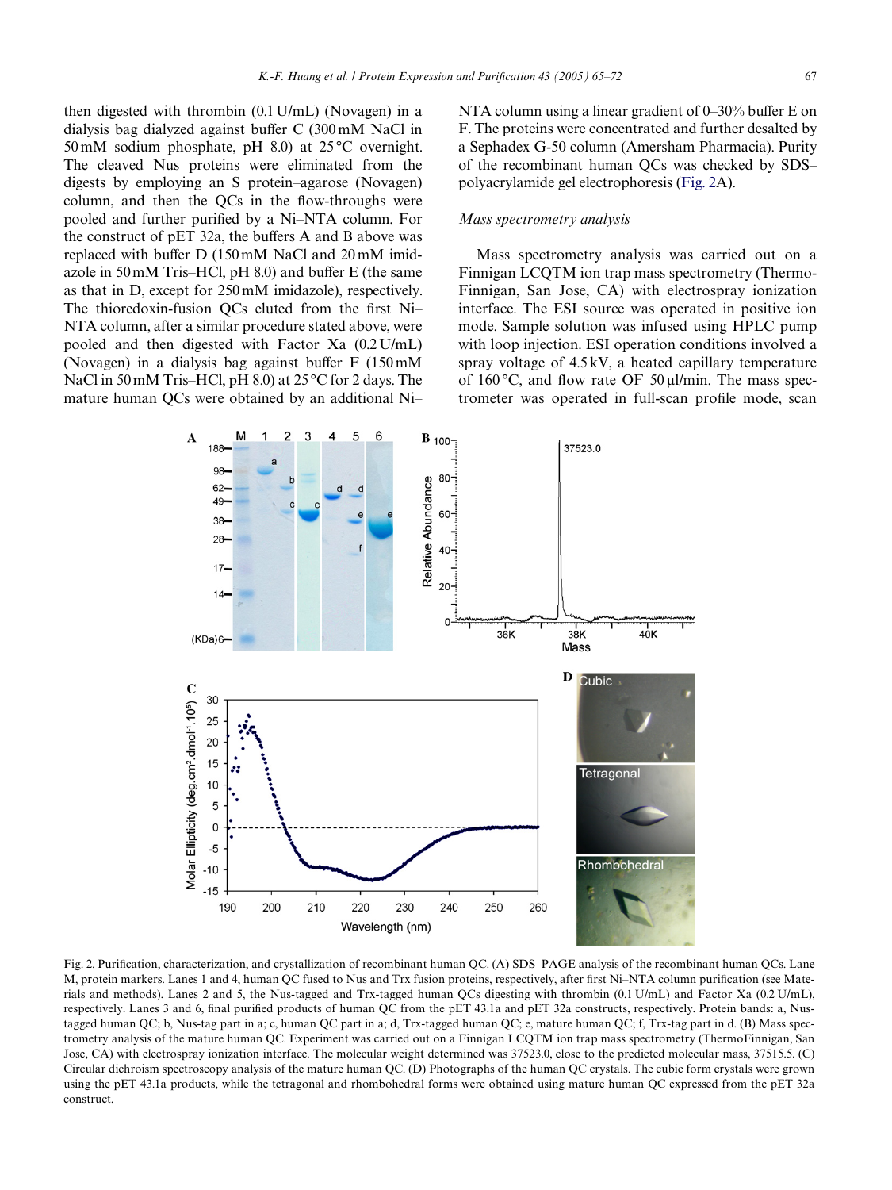then digested with thrombin (0.1 U/mL) (Novagen) in a dialysis bag dialyzed against buffer C (300 mM NaCl in 50 mM sodium phosphate, pH 8.0) at 25 °C overnight. The cleaved Nus proteins were eliminated from the digests by employing an S protein–agarose (Novagen) column, and then the QCs in the flow-throughs were pooled and further purified by a Ni–NTA column. For the construct of pET 32a, the buffers A and B above was replaced with buffer D (150 mM NaCl and 20 mM imidazole in 50 mM Tris–HCl, pH 8.0) and buffer E (the same as that in D, except for 250 mM imidazole), respectively. The thioredoxin-fusion QCs eluted from the first Ni–NTA column, after a similar procedure stated above, were pooled and then digested with Factor Xa (0.2 U/mL) (Novagen) in a dialysis bag against buffer F (150 mM NaCl in 50 mM Tris–HCl, pH 8.0) at 25 °C for 2 days. The mature human QCs were obtained by an additional Ni–NTA column using a linear gradient of 0–30% buffer E on F. The proteins were concentrated and further desalted by a Sephadex G-50 column (Amersham Pharmacia). Purity of the recombinant human QCs was checked by SDS–polyacrylamide gel electrophoresis (Fig. 2A).

### *Mass spectrometry analysis*

Mass spectrometry analysis was carried out on a Finnigan LCQTM ion trap mass spectrometry (Thermo-Finnigan, San Jose, CA) with electrospray ionization interface. The ESI source was operated in positive ion mode. Sample solution was infused using HPLC pump with loop injection. ESI operation conditions involved a spray voltage of 4.5 kV, a heated capillary temperature of 160 °C, and flow rate OF 50 μl/min. The mass spectrometer was operated in full-scan profile mode, scan

Fig. 2. Purification, characterization, and crystallization of recombinant human QC. (A) SDS–PAGE analysis of the recombinant human QCs. Lane M, protein markers. Lanes 1 and 4, human QC fused to Nus and Trx fusion proteins, respectively, after first Ni–NTA column purification (see Materials and methods). Lanes 2 and 5, the Nus-tagged and Trx-tagged human QCs digesting with thrombin (0.1 U/mL) and Factor Xa (0.2 U/mL), respectively. Lanes 3 and 6, final purified products of human QC from the pET 43.1a and pET 32a constructs, respectively. Protein bands: a, Nus-tagged human QC; b, Nus-tag part in a; c, human QC part in a; d, Trx-tagged human QC; e, mature human QC; f, Trx-tag part in d. (B) Mass spectrometry analysis of the mature human QC. Experiment was carried out on a Finnigan LCQTM ion trap mass spectrometry (ThermoFinnigan, San Jose, CA) with electrospray ionization interface. The molecular weight determined was 37523.0, close to the predicted molecular mass, 37515.5. (C) Circular dichroism spectroscopy analysis of the mature human QC. (D) Photographs of the human QC crystals. The cubic form crystals were grown using the pET 43.1a products, while the tetragonal and rhombohedral forms were obtained using mature human QC expressed from the pET 32a construct.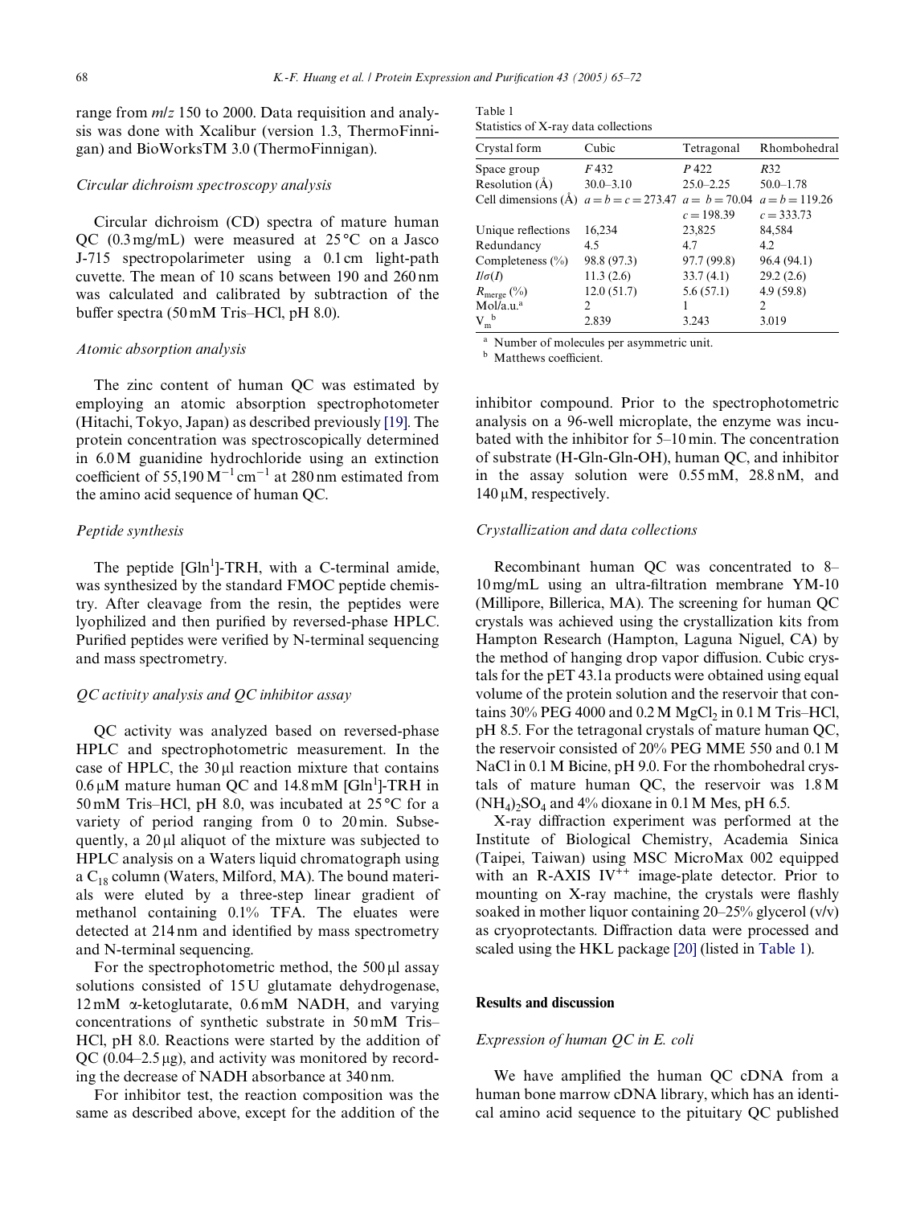range from $m/z$ 150 to 2000. Data requisition and analysis was done with Xcalibur (version 1.3, ThermoFinnigan) and BioWorksTM 3.0 (ThermoFinnigan).

### *Circular dichroism spectroscopy analysis*

Circular dichroism (CD) spectra of mature human QC (0.3 mg/mL) were measured at 25 °C on a Jasco J-715 spectropolarimeter using a 0.1 cm light-path cuvette. The mean of 10 scans between 190 and 260 nm was calculated and calibrated by subtraction of the buffer spectra (50 mM Tris–HCl, pH 8.0).

### *Atomic absorption analysis*

The zinc content of human QC was estimated by employing an atomic absorption spectrophotometer (Hitachi, Tokyo, Japan) as described previously [19]. The protein concentration was spectroscopically determined in 6.0 M guanidine hydrochloride using an extinction coefficient of 55,190 $M^{-1} cm^{-1}$ at 280 nm estimated from the amino acid sequence of human QC.

### *Peptide synthesis*

The peptide [$Gln^1$]-TRH, with a C-terminal amide, was synthesized by the standard FMOC peptide chemistry. After cleavage from the resin, the peptides were lyophilized and then purified by reversed-phase HPLC. Purified peptides were verified by N-terminal sequencing and mass spectrometry.

### *QC activity analysis and QC inhibitor assay*

QC activity was analyzed based on reversed-phase HPLC and spectrophotometric measurement. In the case of HPLC, the 30 μl reaction mixture that contains 0.6 μM mature human QC and 14.8 mM [$Gln^1$]-TRH in 50 mM Tris–HCl, pH 8.0, was incubated at 25 °C for a variety of period ranging from 0 to 20 min. Subsequently, a 20 μl aliquot of the mixture was subjected to HPLC analysis on a Waters liquid chromatograph using a $C_{18}$ column (Waters, Milford, MA). The bound materials were eluted by a three-step linear gradient of methanol containing 0.1% TFA. The eluates were detected at 214 nm and identified by mass spectrometry and N-terminal sequencing.

For the spectrophotometric method, the 500 μl assay solutions consisted of 15 U glutamate dehydrogenase, 12 mM α-ketoglutarate, 0.6 mM NADH, and varying concentrations of synthetic substrate in 50 mM Tris–HCl, pH 8.0. Reactions were started by the addition of QC (0.04–2.5 μg), and activity was monitored by recording the decrease of NADH absorbance at 340 nm.

For inhibitor test, the reaction composition was the same as described above, except for the addition of the inhibitor compound. Prior to the spectrophotometric analysis on a 96-well microplate, the enzyme was incubated with the inhibitor for 5–10 min. The concentration of substrate (H-Gln-Gln-OH), human QC, and inhibitor in the assay solution were 0.55 mM, 28.8 nM, and 140 μM, respectively.

Table 1
Statistics of X-ray data collections

| Crystal form | Cubic | Tetragonal | Rhombohedral |
|---|---|---|---|
| Space group | *F*432 | *P*422 | *R*32 |
| Resolution (Å) | 30.0–3.10 | 25.0–2.25 | 50.0–1.78 |
| Cell dimensions (Å) | $a = b = c = 273.47$ | $a = b = 70.04$ | $a = b = 119.26$ |
| | | $c = 198.39$ | $c = 333.73$ |
| Unique reflections | 16,234 | 23,825 | 84,584 |
| Redundancy | 4.5 | 4.7 | 4.2 |
| Completeness (%) | 98.8 (97.3) | 97.7 (99.8) | 96.4 (94.1) |
| $I/\sigma(I)$ | 11.3 (2.6) | 33.7 (4.1) | 29.2 (2.6) |
| $R_{merge}$ (%) | 12.0 (51.7) | 5.6 (57.1) | 4.9 (59.8) |
| Mol/a.u.[a] | 2 | 1 | 2 |
| $V_m$[b] | 2.839 | 3.243 | 3.019 |

[a] Number of molecules per asymmetric unit.
[b] Matthews coefficient.

### *Crystallization and data collections*

Recombinant human QC was concentrated to 8–10 mg/mL using an ultra-filtration membrane YM-10 (Millipore, Billerica, MA). The screening for human QC crystals was achieved using the crystallization kits from Hampton Research (Hampton, Laguna Niguel, CA) by the method of hanging drop vapor diffusion. Cubic crystals for the pET 43.1a products were obtained using equal volume of the protein solution and the reservoir that contains 30% PEG 4000 and 0.2 M $MgCl_2$ in 0.1 M Tris–HCl, pH 8.5. For the tetragonal crystals of mature human QC, the reservoir consisted of 20% PEG MME 550 and 0.1 M NaCl in 0.1 M Bicine, pH 9.0. For the rhombohedral crystals of mature human QC, the reservoir was 1.8 M $(NH_4)_2SO_4$ and 4% dioxane in 0.1 M Mes, pH 6.5.

X-ray diffraction experiment was performed at the Institute of Biological Chemistry, Academia Sinica (Taipei, Taiwan) using MSC MicroMax 002 equipped with an R-AXIS $IV^{++}$ image-plate detector. Prior to mounting on X-ray machine, the crystals were flashly soaked in mother liquor containing 20–25% glycerol (v/v) as cryoprotectants. Diffraction data were processed and scaled using the HKL package [20] (listed in Table 1).

## Results and discussion

### *Expression of human QC in E. coli*

We have amplified the human QC cDNA from a human bone marrow cDNA library, which has an identical amino acid sequence to the pituitary QC published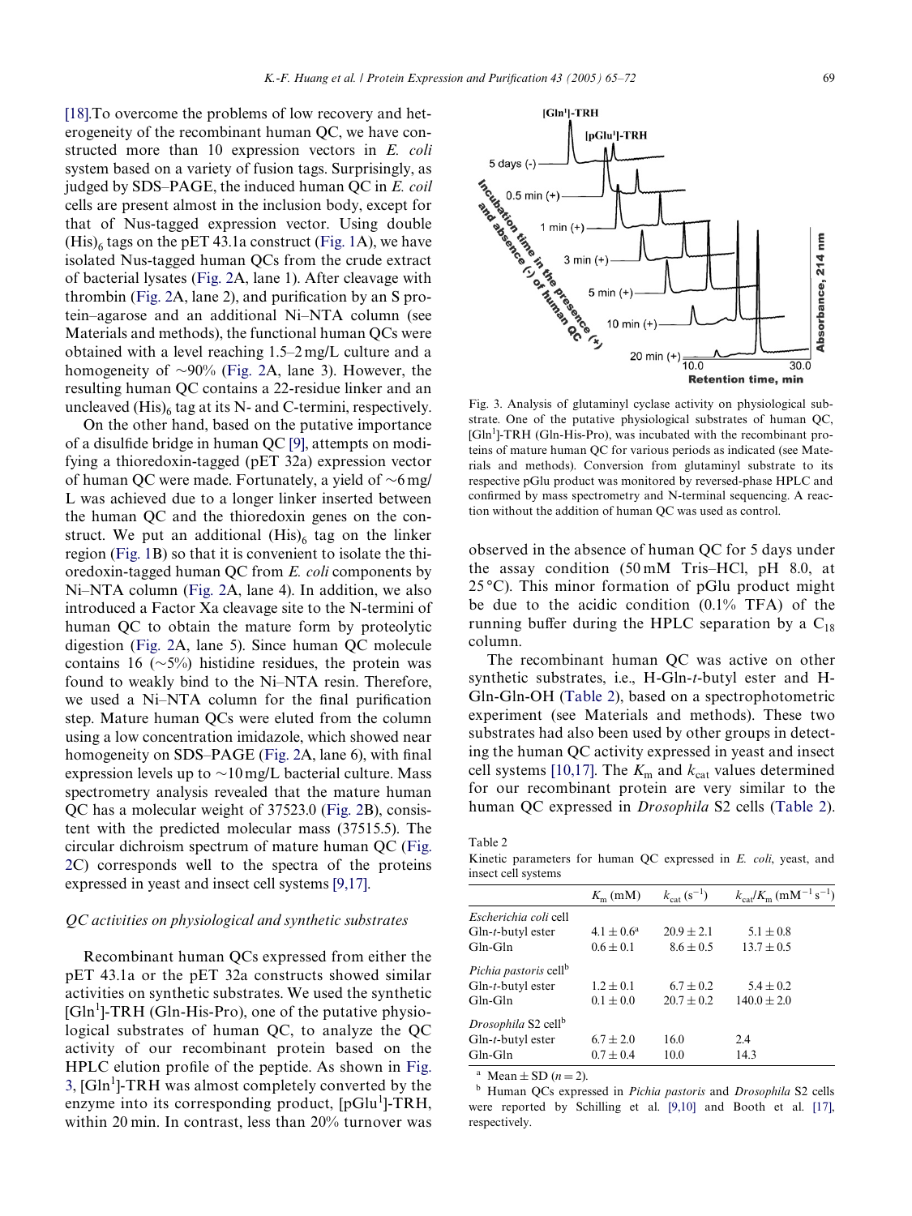[18].To overcome the problems of low recovery and heterogeneity of the recombinant human QC, we have constructed more than 10 expression vectors in *E. coli* system based on a variety of fusion tags. Surprisingly, as judged by SDS–PAGE, the induced human QC in *E. coil* cells are present almost in the inclusion body, except for that of Nus-tagged expression vector. Using double $(His)_6$ tags on the pET 43.1a construct (Fig. 1A), we have isolated Nus-tagged human QCs from the crude extract of bacterial lysates (Fig. 2A, lane 1). After cleavage with thrombin (Fig. 2A, lane 2), and purification by an S protein–agarose and an additional Ni–NTA column (see Materials and methods), the functional human QCs were obtained with a level reaching 1.5–2 mg/L culture and a homogeneity of ~90% (Fig. 2A, lane 3). However, the resulting human QC contains a 22-residue linker and an uncleaved $(His)_6$ tag at its N- and C-termini, respectively.

On the other hand, based on the putative importance of a disulfide bridge in human QC [9], attempts on modifying a thioredoxin-tagged (pET 32a) expression vector of human QC were made. Fortunately, a yield of ~6 mg/L was achieved due to a longer linker inserted between the human QC and the thioredoxin genes on the construct. We put an additional $(His)_6$ tag on the linker region (Fig. 1B) so that it is convenient to isolate the thioredoxin-tagged human QC from *E. coli* components by Ni–NTA column (Fig. 2A, lane 4). In addition, we also introduced a Factor Xa cleavage site to the N-termini of human QC to obtain the mature form by proteolytic digestion (Fig. 2A, lane 5). Since human QC molecule contains 16 (~5%) histidine residues, the protein was found to weakly bind to the Ni–NTA resin. Therefore, we used a Ni–NTA column for the final purification step. Mature human QCs were eluted from the column using a low concentration imidazole, which showed near homogeneity on SDS–PAGE (Fig. 2A, lane 6), with final expression levels up to ~10 mg/L bacterial culture. Mass spectrometry analysis revealed that the mature human QC has a molecular weight of 37523.0 (Fig. 2B), consistent with the predicted molecular mass (37515.5). The circular dichroism spectrum of mature human QC (Fig. 2C) corresponds well to the spectra of the proteins expressed in yeast and insect cell systems [9,17].

### *QC activities on physiological and synthetic substrates*

Recombinant human QCs expressed from either the pET 43.1a or the pET 32a constructs showed similar activities on synthetic substrates. We used the synthetic [Gln[1]]-TRH (Gln-His-Pro), one of the putative physiological substrates of human QC, to analyze the QC activity of our recombinant protein based on the HPLC elution profile of the peptide. As shown in Fig. 3, [Gln[1]]-TRH was almost completely converted by the enzyme into its corresponding product, [pGlu[1]]-TRH, within 20 min. In contrast, less than 20% turnover was observed in the absence of human QC for 5 days under the assay condition (50 mM Tris–HCl, pH 8.0, at 25 °C). This minor formation of pGlu product might be due to the acidic condition (0.1% TFA) of the running buffer during the HPLC separation by a $C_{18}$ column.

Fig. 3. Analysis of glutaminyl cyclase activity on physiological substrate. One of the putative physiological substrates of human QC, [Gln[1]]-TRH (Gln-His-Pro), was incubated with the recombinant proteins of mature human QC for various periods as indicated (see Materials and methods). Conversion from glutaminyl substrate to its respective pGlu product was monitored by reversed-phase HPLC and confirmed by mass spectrometry and N-terminal sequencing. A reaction without the addition of human QC was used as control.

The recombinant human QC was active on other synthetic substrates, i.e., H-Gln-*t*-butyl ester and H-Gln-Gln-OH (Table 2), based on a spectrophotometric experiment (see Materials and methods). These two substrates had also been used by other groups in detecting the human QC activity expressed in yeast and insect cell systems [10,17]. The $K_m$ and $k_{cat}$ values determined for our recombinant protein are very similar to the human QC expressed in *Drosophila* S2 cells (Table 2).

Table 2
Kinetic parameters for human QC expressed in *E. coli*, yeast, and insect cell systems

| | $K_m$ (mM) | $k_{cat}$ ($s^{-1}$) | $k_{cat}/K_m$ ($mM^{-1}\,s^{-1}$) |
|---|---|---|---|
| *Escherichia coli* cell | | | |
| Gln-*t*-butyl ester | 4.1 ± 0.6[a] | 20.9 ± 2.1 | 5.1 ± 0.8 |
| Gln-Gln | 0.6 ± 0.1 | 8.6 ± 0.5 | 13.7 ± 0.5 |
| *Pichia pastoris* cell[b] | | | |
| Gln-*t*-butyl ester | 1.2 ± 0.1 | 6.7 ± 0.2 | 5.4 ± 0.2 |
| Gln-Gln | 0.1 ± 0.0 | 20.7 ± 0.2 | 140.0 ± 2.0 |
| *Drosophila* S2 cell[b] | | | |
| Gln-*t*-butyl ester | 6.7 ± 2.0 | 16.0 | 2.4 |
| Gln-Gln | 0.7 ± 0.4 | 10.0 | 14.3 |

[a] Mean ± SD ($n = 2$).
[b] Human QCs expressed in *Pichia pastoris* and *Drosophila* S2 cells were reported by Schilling et al. [9,10] and Booth et al. [17], respectively.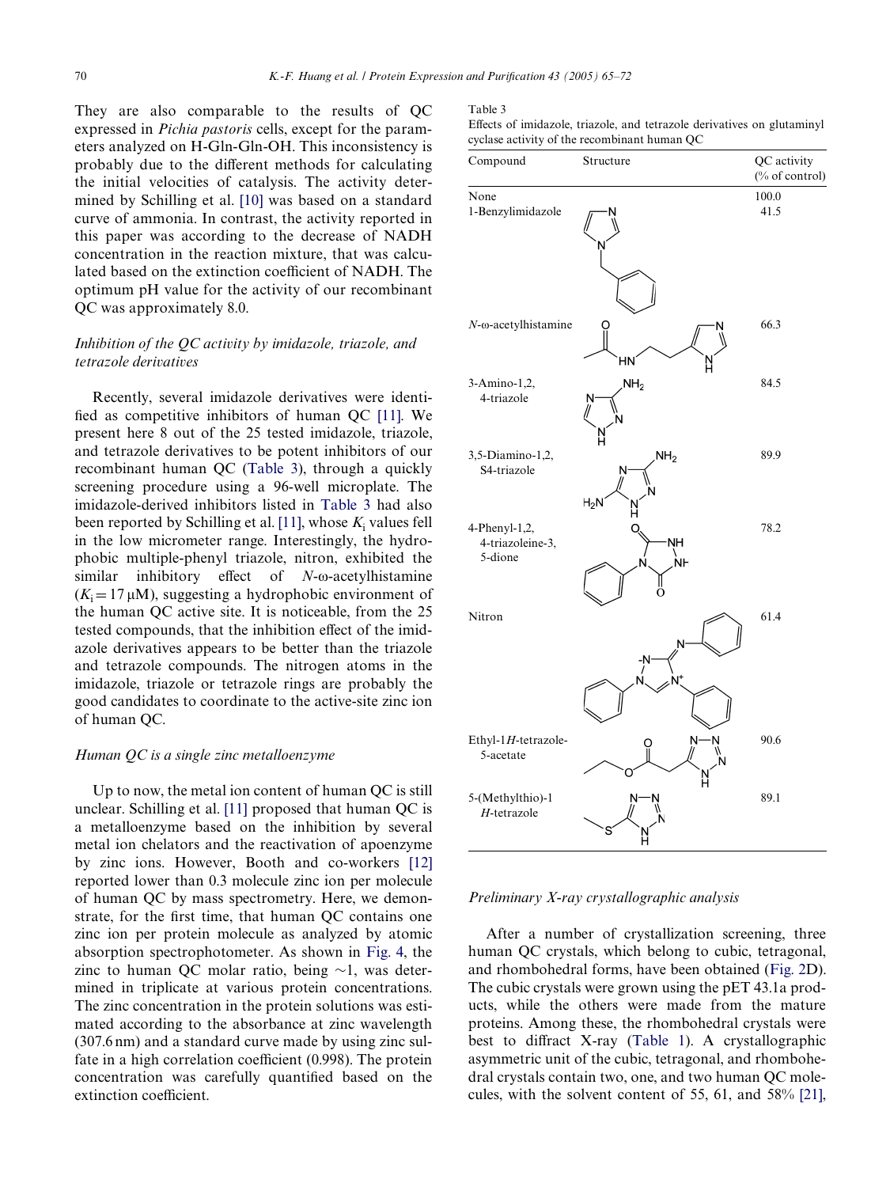They are also comparable to the results of QC expressed in *Pichia pastoris* cells, except for the parameters analyzed on H-Gln-Gln-OH. This inconsistency is probably due to the different methods for calculating the initial velocities of catalysis. The activity determined by Schilling et al. [10] was based on a standard curve of ammonia. In contrast, the activity reported in this paper was according to the decrease of NADH concentration in the reaction mixture, that was calculated based on the extinction coefficient of NADH. The optimum pH value for the activity of our recombinant QC was approximately 8.0.

### *Inhibition of the QC activity by imidazole, triazole, and tetrazole derivatives*

Recently, several imidazole derivatives were identified as competitive inhibitors of human QC [11]. We present here 8 out of the 25 tested imidazole, triazole, and tetrazole derivatives to be potent inhibitors of our recombinant human QC (Table 3), through a quickly screening procedure using a 96-well microplate. The imidazole-derived inhibitors listed in Table 3 had also been reported by Schilling et al. [11], whose $K_i$ values fell in the low micrometer range. Interestingly, the hydrophobic multiple-phenyl triazole, nitron, exhibited the similar inhibitory effect of *N*-ω-acetylhistamine ($K_i = 17\ \mu M$), suggesting a hydrophobic environment of the human QC active site. It is noticeable, from the 25 tested compounds, that the inhibition effect of the imidazole derivatives appears to be better than the triazole and tetrazole compounds. The nitrogen atoms in the imidazole, triazole or tetrazole rings are probably the good candidates to coordinate to the active-site zinc ion of human QC.

### *Human QC is a single zinc metalloenzyme*

Up to now, the metal ion content of human QC is still unclear. Schilling et al. [11] proposed that human QC is a metalloenzyme based on the inhibition by several metal ion chelators and the reactivation of apoenzyme by zinc ions. However, Booth and co-workers [12] reported lower than 0.3 molecule zinc ion per molecule of human QC by mass spectrometry. Here, we demonstrate, for the first time, that human QC contains one zinc ion per protein molecule as analyzed by atomic absorption spectrophotometer. As shown in Fig. 4, the zinc to human QC molar ratio, being ~1, was determined in triplicate at various protein concentrations. The zinc concentration in the protein solutions was estimated according to the absorbance at zinc wavelength (307.6 nm) and a standard curve made by using zinc sulfate in a high correlation coefficient (0.998). The protein concentration was carefully quantified based on the extinction coefficient.

Table 3
Effects of imidazole, triazole, and tetrazole derivatives on glutaminyl cyclase activity of the recombinant human QC

| Compound | Structure | QC activity (% of control) |
|---|---|---|
| None | | 100.0 |
| 1-Benzylimidazole | | 41.5 |
| *N*-ω-acetylhistamine | | 66.3 |
| 3-Amino-1,2,4-triazole | | 84.5 |
| 3,5-Diamino-1,2,4-triazole | | 89.9 |
| 4-Phenyl-1,2,4-triazoleine-3,5-dione | | 78.2 |
| Nitron | | 61.4 |
| Ethyl-1*H*-tetrazole-5-acetate | | 90.6 |
| 5-(Methylthio)-1*H*-tetrazole | | 89.1 |

### *Preliminary X-ray crystallographic analysis*

After a number of crystallization screening, three human QC crystals, which belong to cubic, tetragonal, and rhombohedral forms, have been obtained (Fig. 2D). The cubic crystals were grown using the pET 43.1a products, while the others were made from the mature proteins. Among these, the rhombohedral crystals were best to diffract X-ray (Table 1). A crystallographic asymmetric unit of the cubic, tetragonal, and rhombohedral crystals contain two, one, and two human QC molecules, with the solvent content of 55, 61, and 58% [21],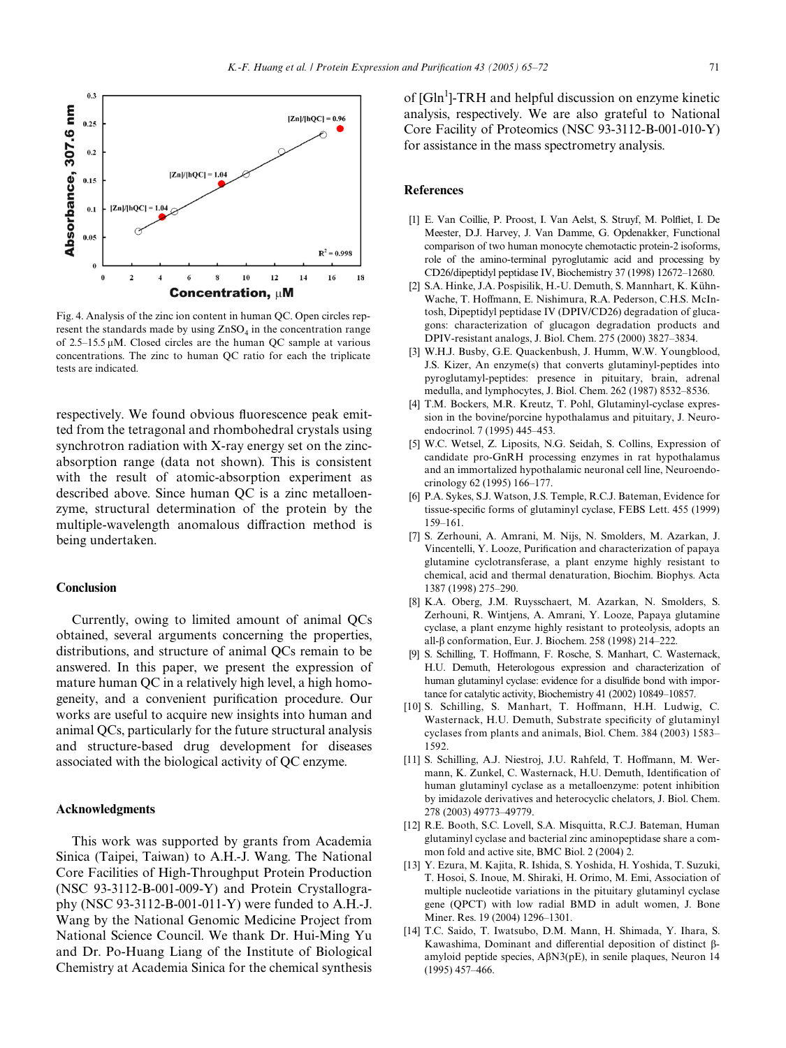Fig. 4. Analysis of the zinc ion content in human QC. Open circles represent the standards made by using $ZnSO_4$ in the concentration range of 2.5–15.5 μM. Closed circles are the human QC sample at various concentrations. The zinc to human QC ratio for each the triplicate tests are indicated.

respectively. We found obvious fluorescence peak emitted from the tetragonal and rhombohedral crystals using synchrotron radiation with X-ray energy set on the zinc-absorption range (data not shown). This is consistent with the result of atomic-absorption experiment as described above. Since human QC is a zinc metalloenzyme, structural determination of the protein by the multiple-wavelength anomalous diffraction method is being undertaken.

## Conclusion

Currently, owing to limited amount of animal QCs obtained, several arguments concerning the properties, distributions, and structure of animal QCs remain to be answered. In this paper, we present the expression of mature human QC in a relatively high level, a high homogeneity, and a convenient purification procedure. Our works are useful to acquire new insights into human and animal QCs, particularly for the future structural analysis and structure-based drug development for diseases associated with the biological activity of QC enzyme.

## Acknowledgments

This work was supported by grants from Academia Sinica (Taipei, Taiwan) to A.H.-J. Wang. The National Core Facilities of High-Throughput Protein Production (NSC 93-3112-B-001-009-Y) and Protein Crystallography (NSC 93-3112-B-001-011-Y) were funded to A.H.-J. Wang by the National Genomic Medicine Project from National Science Council. We thank Dr. Hui-Ming Yu and Dr. Po-Huang Liang of the Institute of Biological Chemistry at Academia Sinica for the chemical synthesis of [Gln[1]]-TRH and helpful discussion on enzyme kinetic analysis, respectively. We are also grateful to National Core Facility of Proteomics (NSC 93-3112-B-001-010-Y) for assistance in the mass spectrometry analysis.

## References

[1] E. Van Coillie, P. Proost, I. Van Aelst, S. Struyf, M. Polfliet, I. De Meester, D.J. Harvey, J. Van Damme, G. Opdenakker, Functional comparison of two human monocyte chemotactic protein-2 isoforms, role of the amino-terminal pyroglutamic acid and processing by CD26/dipeptidyl peptidase IV, Biochemistry 37 (1998) 12672–12680.

[2] S.A. Hinke, J.A. Pospisilik, H.-U. Demuth, S. Mannhart, K. Kühn-Wache, T. Hoffmann, E. Nishimura, R.A. Pederson, C.H.S. McIntosh, Dipeptidyl peptidase IV (DPIV/CD26) degradation of glucagons: characterization of glucagon degradation products and DPIV-resistant analogs, J. Biol. Chem. 275 (2000) 3827–3834.

[3] W.H.J. Busby, G.E. Quackenbush, J. Humm, W.W. Youngblood, J.S. Kizer, An enzyme(s) that converts glutaminyl-peptides into pyroglutamyl-peptides: presence in pituitary, brain, adrenal medulla, and lymphocytes, J. Biol. Chem. 262 (1987) 8532–8536.

[4] T.M. Bockers, M.R. Kreutz, T. Pohl, Glutaminyl-cyclase expression in the bovine/porcine hypothalamus and pituitary, J. Neuroendocrinol. 7 (1995) 445–453.

[5] W.C. Wetsel, Z. Liposits, N.G. Seidah, S. Collins, Expression of candidate pro-GnRH processing enzymes in rat hypothalamus and an immortalized hypothalamic neuronal cell line, Neuroendocrinology 62 (1995) 166–177.

[6] P.A. Sykes, S.J. Watson, J.S. Temple, R.C.J. Bateman, Evidence for tissue-specific forms of glutaminyl cyclase, FEBS Lett. 455 (1999) 159–161.

[7] S. Zerhouni, A. Amrani, M. Nijs, N. Smolders, M. Azarkan, J. Vincentelli, Y. Looze, Purification and characterization of papaya glutamine cyclotransferase, a plant enzyme highly resistant to chemical, acid and thermal denaturation, Biochim. Biophys. Acta 1387 (1998) 275–290.

[8] K.A. Oberg, J.M. Ruysschaert, M. Azarkan, N. Smolders, S. Zerhouni, R. Wintjens, A. Amrani, Y. Looze, Papaya glutamine cyclase, a plant enzyme highly resistant to proteolysis, adopts an all-β conformation, Eur. J. Biochem. 258 (1998) 214–222.

[9] S. Schilling, T. Hoffmann, F. Rosche, S. Manhart, C. Wasternack, H.U. Demuth, Heterologous expression and characterization of human glutaminyl cyclase: evidence for a disulfide bond with importance for catalytic activity, Biochemistry 41 (2002) 10849–10857.

[10] S. Schilling, S. Manhart, T. Hoffmann, H.H. Ludwig, C. Wasternack, H.U. Demuth, Substrate specificity of glutaminyl cyclases from plants and animals, Biol. Chem. 384 (2003) 1583–1592.

[11] S. Schilling, A.J. Niestroj, J.U. Rahfeld, T. Hoffmann, M. Wermann, K. Zunkel, C. Wasternack, H.U. Demuth, Identification of human glutaminyl cyclase as a metalloenzyme: potent inhibition by imidazole derivatives and heterocyclic chelators, J. Biol. Chem. 278 (2003) 49773–49779.

[12] R.E. Booth, S.C. Lovell, S.A. Misquitta, R.C.J. Bateman, Human glutaminyl cyclase and bacterial zinc aminopeptidase share a common fold and active site, BMC Biol. 2 (2004) 2.

[13] Y. Ezura, M. Kajita, R. Ishida, S. Yoshida, H. Yoshida, T. Suzuki, T. Hosoi, S. Inoue, M. Shiraki, H. Orimo, M. Emi, Association of multiple nucleotide variations in the pituitary glutaminyl cyclase gene (QPCT) with low radial BMD in adult women, J. Bone Miner. Res. 19 (2004) 1296–1301.

[14] T.C. Saido, T. Iwatsubo, D.M. Mann, H. Shimada, Y. Ihara, S. Kawashima, Dominant and differential deposition of distinct β-amyloid peptide species, AβN3(pE), in senile plaques, Neuron 14 (1995) 457–466.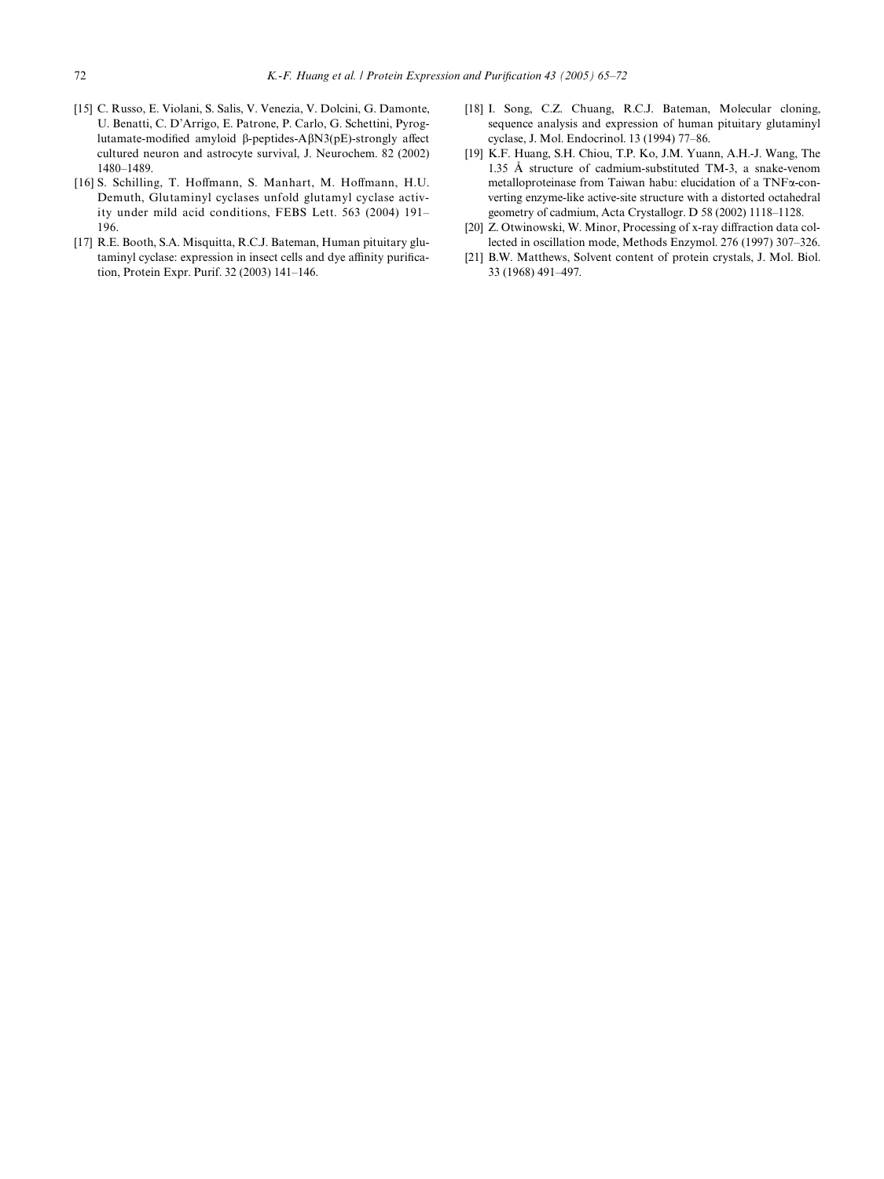[15] C. Russo, E. Violani, S. Salis, V. Venezia, V. Dolcini, G. Damonte, U. Benatti, C. D'Arrigo, E. Patrone, P. Carlo, G. Schettini, Pyroglutamate-modified amyloid β-peptides-AβN3(pE)-strongly affect cultured neuron and astrocyte survival, J. Neurochem. 82 (2002) 1480–1489.

[16] S. Schilling, T. Hoffmann, S. Manhart, M. Hoffmann, H.U. Demuth, Glutaminyl cyclases unfold glutamyl cyclase activity under mild acid conditions, FEBS Lett. 563 (2004) 191–196.

[17] R.E. Booth, S.A. Misquitta, R.C.J. Bateman, Human pituitary glutaminyl cyclase: expression in insect cells and dye affinity purification, Protein Expr. Purif. 32 (2003) 141–146.

[18] I. Song, C.Z. Chuang, R.C.J. Bateman, Molecular cloning, sequence analysis and expression of human pituitary glutaminyl cyclase, J. Mol. Endocrinol. 13 (1994) 77–86.

[19] K.F. Huang, S.H. Chiou, T.P. Ko, J.M. Yuann, A.H.-J. Wang, The 1.35 Å structure of cadmium-substituted TM-3, a snake-venom metalloproteinase from Taiwan habu: elucidation of a TNFα-converting enzyme-like active-site structure with a distorted octahedral geometry of cadmium, Acta Crystallogr. D 58 (2002) 1118–1128.

[20] Z. Otwinowski, W. Minor, Processing of x-ray diffraction data collected in oscillation mode, Methods Enzymol. 276 (1997) 307–326.

[21] B.W. Matthews, Solvent content of protein crystals, J. Mol. Biol. 33 (1968) 491–497.